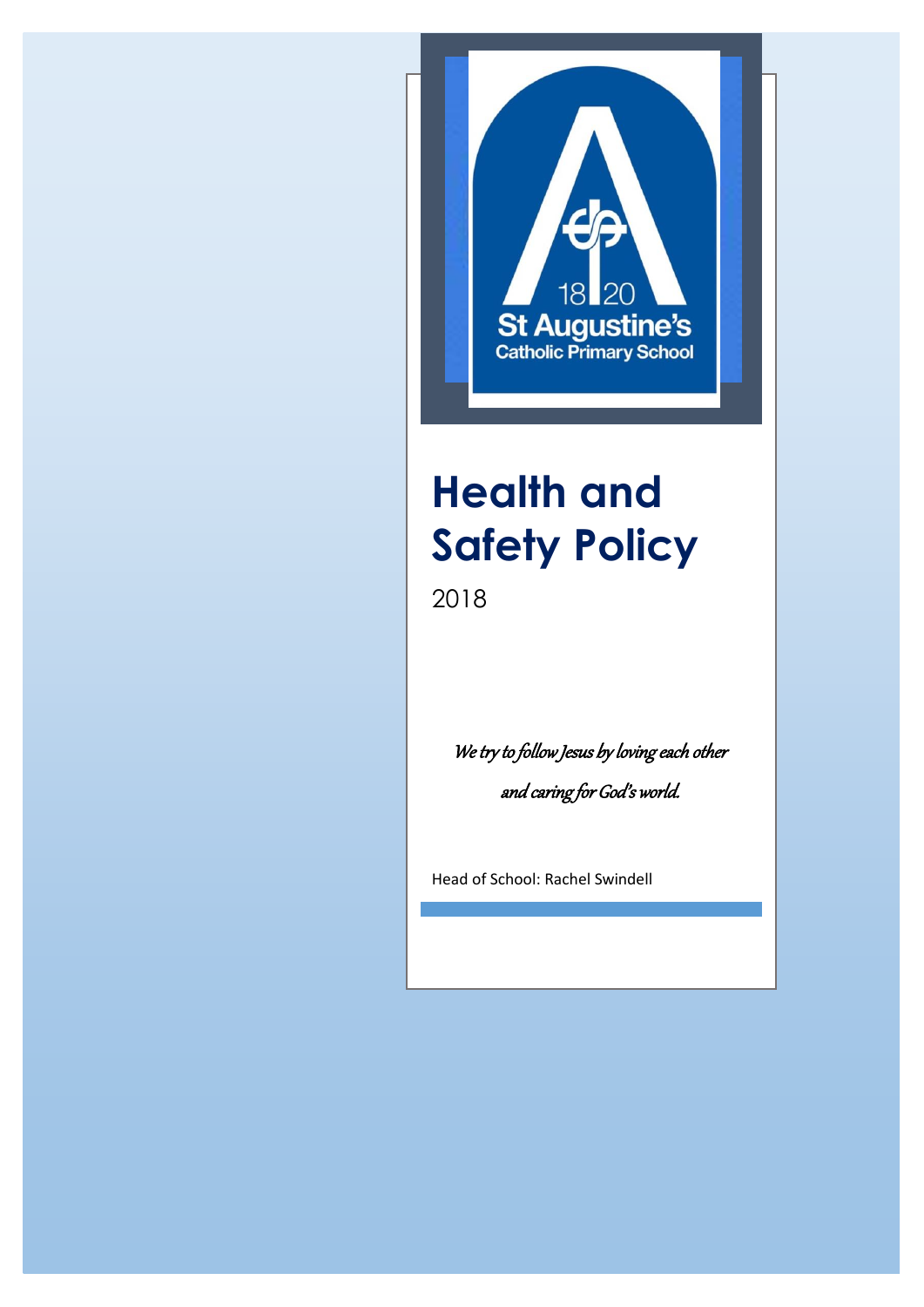18 20

St Augustine's

Catholic Primary School

# Health and Safety Policy

2018

*We try to follow Jesus by loving each other*

*and caring for God's world.*

Head of School: Rachel Swindell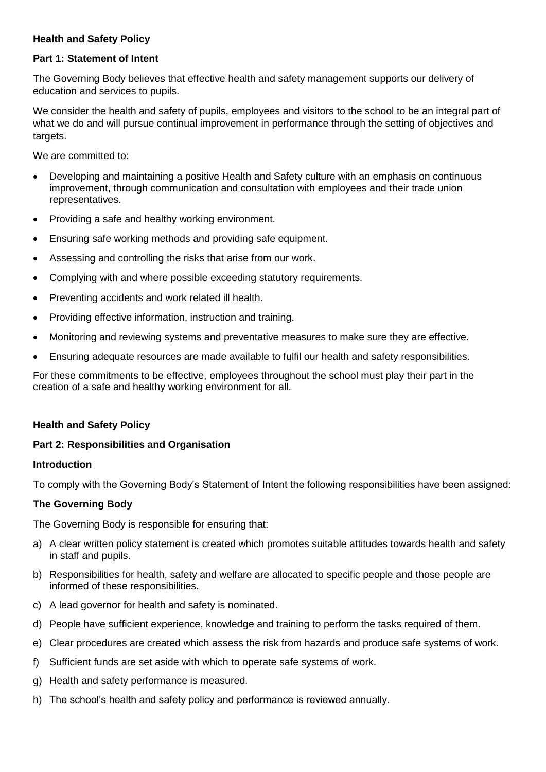**Health and Safety Policy**

**Part 1: Statement of Intent**

The Governing Body believes that effective health and safety management supports our delivery of education and services to pupils.

We consider the health and safety of pupils, employees and visitors to the school to be an integral part of what we do and will pursue continual improvement in performance through the setting of objectives and targets.

We are committed to:

- Developing and maintaining a positive Health and Safety culture with an emphasis on continuous improvement, through communication and consultation with employees and their trade union representatives.
- Providing a safe and healthy working environment.
- Ensuring safe working methods and providing safe equipment.
- Assessing and controlling the risks that arise from our work.
- Complying with and where possible exceeding statutory requirements.
- Preventing accidents and work related ill health.
- Providing effective information, instruction and training.
- Monitoring and reviewing systems and preventative measures to make sure they are effective.
- Ensuring adequate resources are made available to fulfil our health and safety responsibilities.

For these commitments to be effective, employees throughout the school must play their part in the creation of a safe and healthy working environment for all.

**Health and Safety Policy**

**Part 2: Responsibilities and Organisation**

**Introduction**

To comply with the Governing Body's Statement of Intent the following responsibilities have been assigned:

**The Governing Body**

The Governing Body is responsible for ensuring that:

a) A clear written policy statement is created which promotes suitable attitudes towards health and safety in staff and pupils.
b) Responsibilities for health, safety and welfare are allocated to specific people and those people are informed of these responsibilities.
c) A lead governor for health and safety is nominated.
d) People have sufficient experience, knowledge and training to perform the tasks required of them.
e) Clear procedures are created which assess the risk from hazards and produce safe systems of work.
f) Sufficient funds are set aside with which to operate safe systems of work.
g) Health and safety performance is measured.
h) The school's health and safety policy and performance is reviewed annually.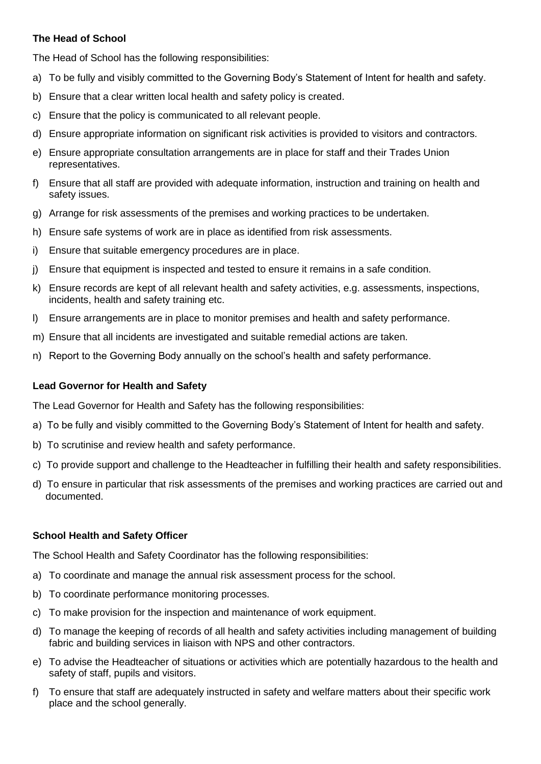**The Head of School**

The Head of School has the following responsibilities:

a) To be fully and visibly committed to the Governing Body's Statement of Intent for health and safety.

b) Ensure that a clear written local health and safety policy is created.

c) Ensure that the policy is communicated to all relevant people.

d) Ensure appropriate information on significant risk activities is provided to visitors and contractors.

e) Ensure appropriate consultation arrangements are in place for staff and their Trades Union representatives.

f) Ensure that all staff are provided with adequate information, instruction and training on health and safety issues.

g) Arrange for risk assessments of the premises and working practices to be undertaken.

h) Ensure safe systems of work are in place as identified from risk assessments.

i) Ensure that suitable emergency procedures are in place.

j) Ensure that equipment is inspected and tested to ensure it remains in a safe condition.

k) Ensure records are kept of all relevant health and safety activities, e.g. assessments, inspections, incidents, health and safety training etc.

l) Ensure arrangements are in place to monitor premises and health and safety performance.

m) Ensure that all incidents are investigated and suitable remedial actions are taken.

n) Report to the Governing Body annually on the school's health and safety performance.

**Lead Governor for Health and Safety**

The Lead Governor for Health and Safety has the following responsibilities:

a) To be fully and visibly committed to the Governing Body's Statement of Intent for health and safety.

b) To scrutinise and review health and safety performance.

c) To provide support and challenge to the Headteacher in fulfilling their health and safety responsibilities.

d) To ensure in particular that risk assessments of the premises and working practices are carried out and documented.

**School Health and Safety Officer**

The School Health and Safety Coordinator has the following responsibilities:

a) To coordinate and manage the annual risk assessment process for the school.

b) To coordinate performance monitoring processes.

c) To make provision for the inspection and maintenance of work equipment.

d) To manage the keeping of records of all health and safety activities including management of building fabric and building services in liaison with NPS and other contractors.

e) To advise the Headteacher of situations or activities which are potentially hazardous to the health and safety of staff, pupils and visitors.

f) To ensure that staff are adequately instructed in safety and welfare matters about their specific work place and the school generally.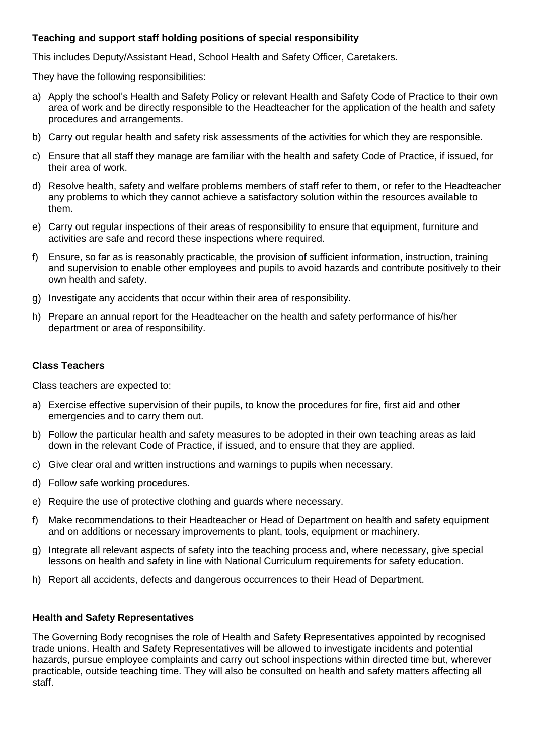**Teaching and support staff holding positions of special responsibility**

This includes Deputy/Assistant Head, School Health and Safety Officer, Caretakers.

They have the following responsibilities:

a) Apply the school's Health and Safety Policy or relevant Health and Safety Code of Practice to their own area of work and be directly responsible to the Headteacher for the application of the health and safety procedures and arrangements.

b) Carry out regular health and safety risk assessments of the activities for which they are responsible.

c) Ensure that all staff they manage are familiar with the health and safety Code of Practice, if issued, for their area of work.

d) Resolve health, safety and welfare problems members of staff refer to them, or refer to the Headteacher any problems to which they cannot achieve a satisfactory solution within the resources available to them.

e) Carry out regular inspections of their areas of responsibility to ensure that equipment, furniture and activities are safe and record these inspections where required.

f) Ensure, so far as is reasonably practicable, the provision of sufficient information, instruction, training and supervision to enable other employees and pupils to avoid hazards and contribute positively to their own health and safety.

g) Investigate any accidents that occur within their area of responsibility.

h) Prepare an annual report for the Headteacher on the health and safety performance of his/her department or area of responsibility.

**Class Teachers**

Class teachers are expected to:

a) Exercise effective supervision of their pupils, to know the procedures for fire, first aid and other emergencies and to carry them out.

b) Follow the particular health and safety measures to be adopted in their own teaching areas as laid down in the relevant Code of Practice, if issued, and to ensure that they are applied.

c) Give clear oral and written instructions and warnings to pupils when necessary.

d) Follow safe working procedures.

e) Require the use of protective clothing and guards where necessary.

f) Make recommendations to their Headteacher or Head of Department on health and safety equipment and on additions or necessary improvements to plant, tools, equipment or machinery.

g) Integrate all relevant aspects of safety into the teaching process and, where necessary, give special lessons on health and safety in line with National Curriculum requirements for safety education.

h) Report all accidents, defects and dangerous occurrences to their Head of Department.

**Health and Safety Representatives**

The Governing Body recognises the role of Health and Safety Representatives appointed by recognised trade unions. Health and Safety Representatives will be allowed to investigate incidents and potential hazards, pursue employee complaints and carry out school inspections within directed time but, wherever practicable, outside teaching time. They will also be consulted on health and safety matters affecting all staff.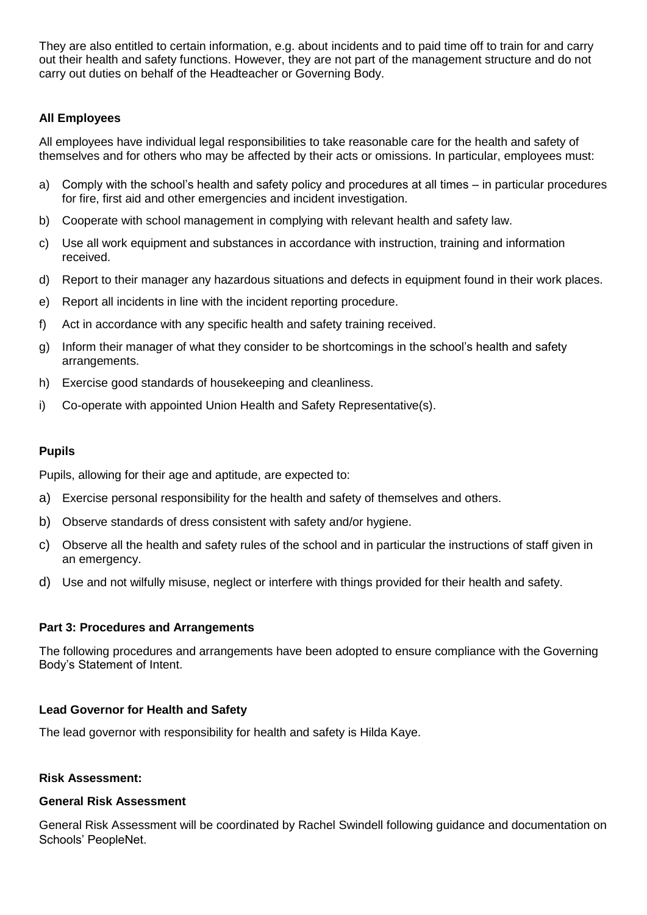They are also entitled to certain information, e.g. about incidents and to paid time off to train for and carry out their health and safety functions. However, they are not part of the management structure and do not carry out duties on behalf of the Headteacher or Governing Body.

### All Employees

All employees have individual legal responsibilities to take reasonable care for the health and safety of themselves and for others who may be affected by their acts or omissions. In particular, employees must:

a) Comply with the school's health and safety policy and procedures at all times – in particular procedures for fire, first aid and other emergencies and incident investigation.

b) Cooperate with school management in complying with relevant health and safety law.

c) Use all work equipment and substances in accordance with instruction, training and information received.

d) Report to their manager any hazardous situations and defects in equipment found in their work places.

e) Report all incidents in line with the incident reporting procedure.

f) Act in accordance with any specific health and safety training received.

g) Inform their manager of what they consider to be shortcomings in the school's health and safety arrangements.

h) Exercise good standards of housekeeping and cleanliness.

i) Co-operate with appointed Union Health and Safety Representative(s).

### Pupils

Pupils, allowing for their age and aptitude, are expected to:

a) Exercise personal responsibility for the health and safety of themselves and others.

b) Observe standards of dress consistent with safety and/or hygiene.

c) Observe all the health and safety rules of the school and in particular the instructions of staff given in an emergency.

d) Use and not wilfully misuse, neglect or interfere with things provided for their health and safety.

## Part 3: Procedures and Arrangements

The following procedures and arrangements have been adopted to ensure compliance with the Governing Body's Statement of Intent.

### Lead Governor for Health and Safety

The lead governor with responsibility for health and safety is Hilda Kaye.

### Risk Assessment:

#### General Risk Assessment

General Risk Assessment will be coordinated by Rachel Swindell following guidance and documentation on Schools' PeopleNet.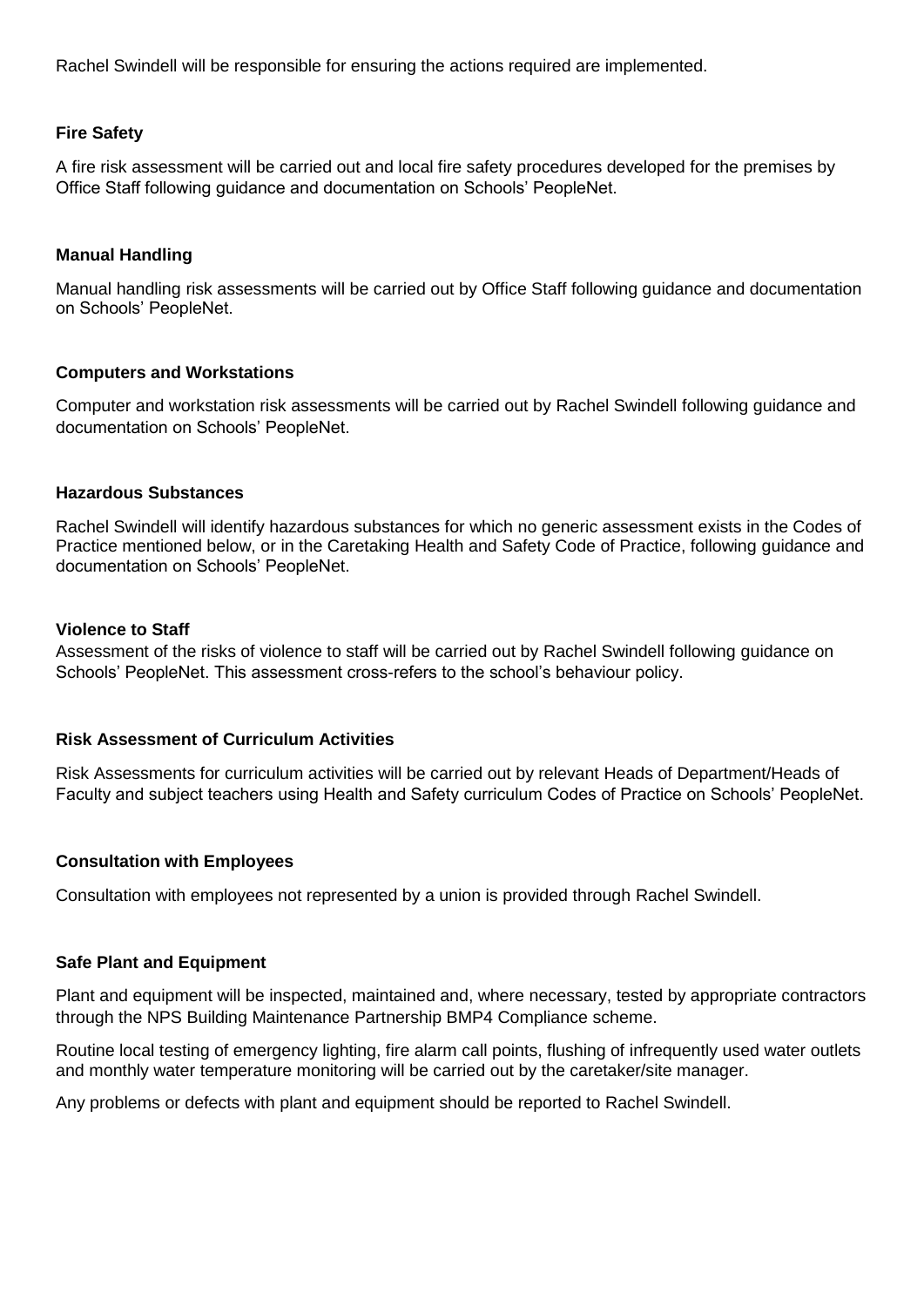Rachel Swindell will be responsible for ensuring the actions required are implemented.

**Fire Safety**

A fire risk assessment will be carried out and local fire safety procedures developed for the premises by Office Staff following guidance and documentation on Schools' PeopleNet.

**Manual Handling**

Manual handling risk assessments will be carried out by Office Staff following guidance and documentation on Schools' PeopleNet.

**Computers and Workstations**

Computer and workstation risk assessments will be carried out by Rachel Swindell following guidance and documentation on Schools' PeopleNet.

**Hazardous Substances**

Rachel Swindell will identify hazardous substances for which no generic assessment exists in the Codes of Practice mentioned below, or in the Caretaking Health and Safety Code of Practice, following guidance and documentation on Schools' PeopleNet.

**Violence to Staff**

Assessment of the risks of violence to staff will be carried out by Rachel Swindell following guidance on Schools' PeopleNet. This assessment cross-refers to the school's behaviour policy.

**Risk Assessment of Curriculum Activities**

Risk Assessments for curriculum activities will be carried out by relevant Heads of Department/Heads of Faculty and subject teachers using Health and Safety curriculum Codes of Practice on Schools' PeopleNet.

**Consultation with Employees**

Consultation with employees not represented by a union is provided through Rachel Swindell.

**Safe Plant and Equipment**

Plant and equipment will be inspected, maintained and, where necessary, tested by appropriate contractors through the NPS Building Maintenance Partnership BMP4 Compliance scheme.

Routine local testing of emergency lighting, fire alarm call points, flushing of infrequently used water outlets and monthly water temperature monitoring will be carried out by the caretaker/site manager.

Any problems or defects with plant and equipment should be reported to Rachel Swindell.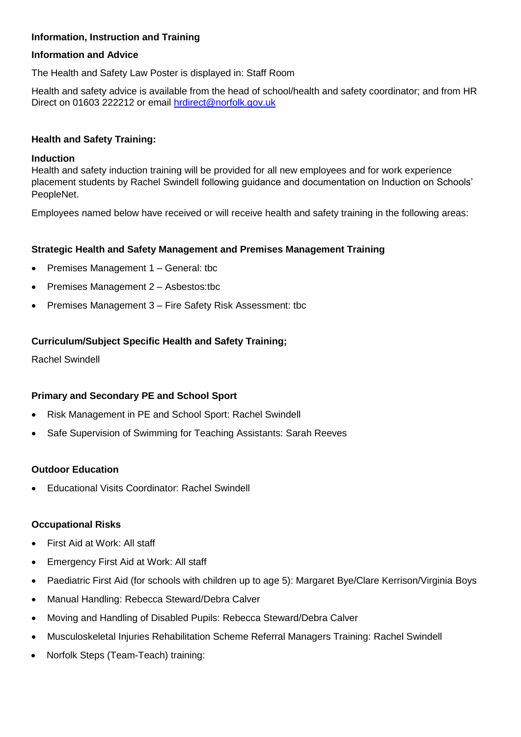**Information, Instruction and Training**

**Information and Advice**

The Health and Safety Law Poster is displayed in: Staff Room

Health and safety advice is available from the head of school/health and safety coordinator; and from HR Direct on 01603 222212 or email [hrdirect@norfolk.gov.uk](mailto:hrdirect@norfolk.gov.uk)

**Health and Safety Training:**

**Induction**

Health and safety induction training will be provided for all new employees and for work experience placement students by Rachel Swindell following guidance and documentation on Induction on Schools' PeopleNet.

Employees named below have received or will receive health and safety training in the following areas:

**Strategic Health and Safety Management and Premises Management Training**

- Premises Management 1 – General: tbc
- Premises Management 2 – Asbestos:tbc
- Premises Management 3 – Fire Safety Risk Assessment: tbc

**Curriculum/Subject Specific Health and Safety Training;**

Rachel Swindell

**Primary and Secondary PE and School Sport**

- Risk Management in PE and School Sport: Rachel Swindell
- Safe Supervision of Swimming for Teaching Assistants: Sarah Reeves

**Outdoor Education**

- Educational Visits Coordinator: Rachel Swindell

**Occupational Risks**

- First Aid at Work: All staff
- Emergency First Aid at Work: All staff
- Paediatric First Aid (for schools with children up to age 5): Margaret Bye/Clare Kerrison/Virginia Boys
- Manual Handling: Rebecca Steward/Debra Calver
- Moving and Handling of Disabled Pupils: Rebecca Steward/Debra Calver
- Musculoskeletal Injuries Rehabilitation Scheme Referral Managers Training: Rachel Swindell
- Norfolk Steps (Team-Teach) training: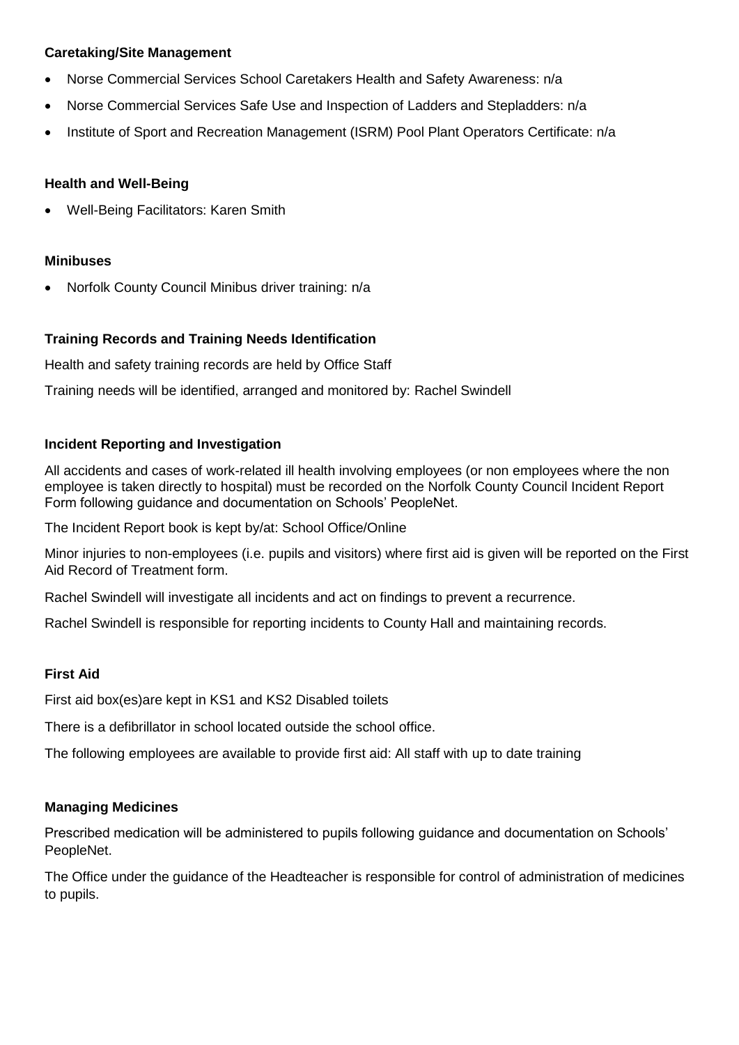**Caretaking/Site Management**

- Norse Commercial Services School Caretakers Health and Safety Awareness: n/a
- Norse Commercial Services Safe Use and Inspection of Ladders and Stepladders: n/a
- Institute of Sport and Recreation Management (ISRM) Pool Plant Operators Certificate: n/a

**Health and Well-Being**

- Well-Being Facilitators: Karen Smith

**Minibuses**

- Norfolk County Council Minibus driver training: n/a

**Training Records and Training Needs Identification**

Health and safety training records are held by Office Staff

Training needs will be identified, arranged and monitored by: Rachel Swindell

**Incident Reporting and Investigation**

All accidents and cases of work-related ill health involving employees (or non employees where the non employee is taken directly to hospital) must be recorded on the Norfolk County Council Incident Report Form following guidance and documentation on Schools' PeopleNet.

The Incident Report book is kept by/at: School Office/Online

Minor injuries to non-employees (i.e. pupils and visitors) where first aid is given will be reported on the First Aid Record of Treatment form.

Rachel Swindell will investigate all incidents and act on findings to prevent a recurrence.

Rachel Swindell is responsible for reporting incidents to County Hall and maintaining records.

**First Aid**

First aid box(es)are kept in KS1 and KS2 Disabled toilets

There is a defibrillator in school located outside the school office.

The following employees are available to provide first aid: All staff with up to date training

**Managing Medicines**

Prescribed medication will be administered to pupils following guidance and documentation on Schools' PeopleNet.

The Office under the guidance of the Headteacher is responsible for control of administration of medicines to pupils.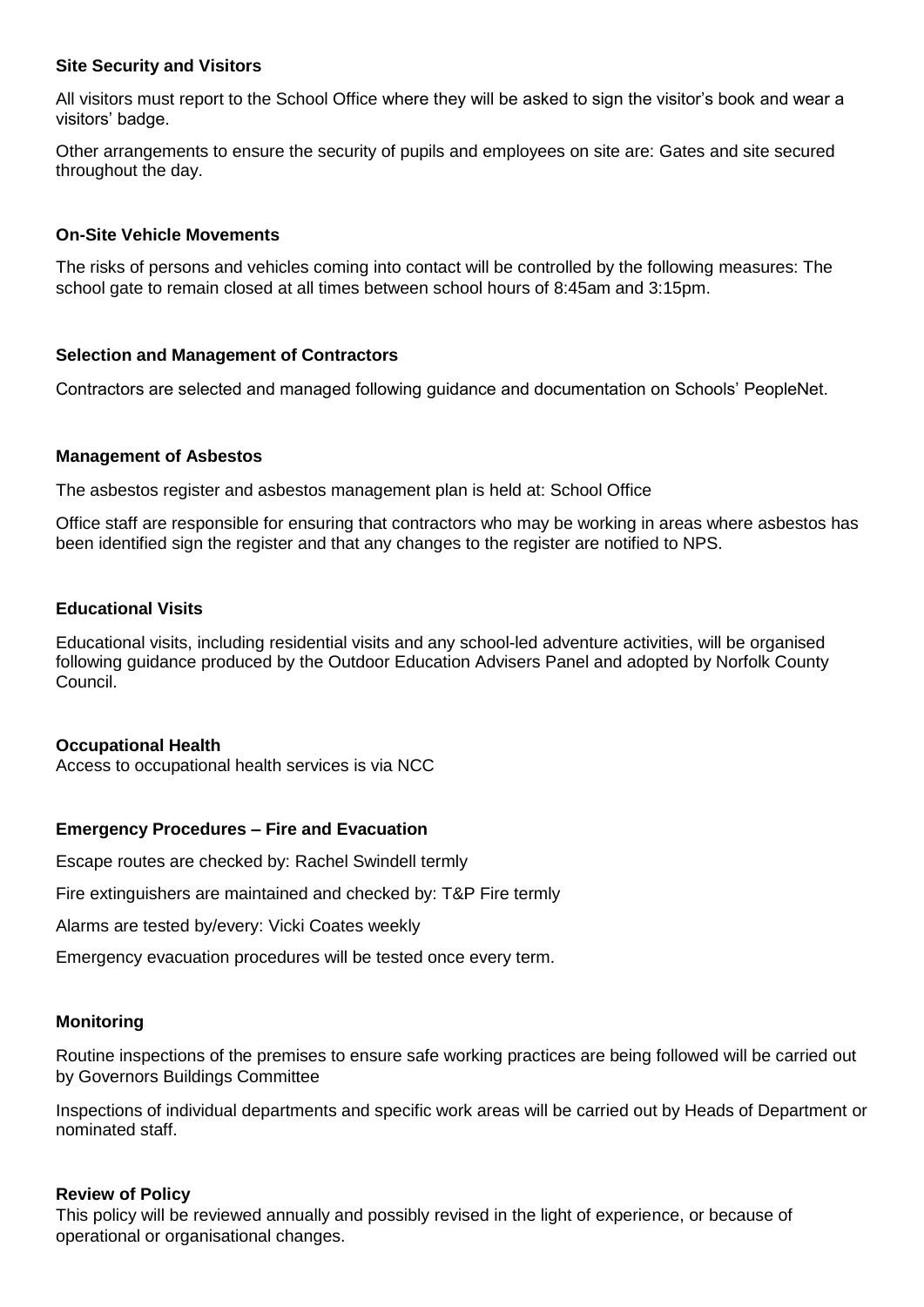**Site Security and Visitors**

All visitors must report to the School Office where they will be asked to sign the visitor's book and wear a visitors' badge.

Other arrangements to ensure the security of pupils and employees on site are: Gates and site secured throughout the day.

**On-Site Vehicle Movements**

The risks of persons and vehicles coming into contact will be controlled by the following measures: The school gate to remain closed at all times between school hours of 8:45am and 3:15pm.

**Selection and Management of Contractors**

Contractors are selected and managed following guidance and documentation on Schools' PeopleNet.

**Management of Asbestos**

The asbestos register and asbestos management plan is held at: School Office

Office staff are responsible for ensuring that contractors who may be working in areas where asbestos has been identified sign the register and that any changes to the register are notified to NPS.

**Educational Visits**

Educational visits, including residential visits and any school-led adventure activities, will be organised following guidance produced by the Outdoor Education Advisers Panel and adopted by Norfolk County Council.

**Occupational Health**

Access to occupational health services is via NCC

**Emergency Procedures – Fire and Evacuation**

Escape routes are checked by: Rachel Swindell termly

Fire extinguishers are maintained and checked by: T&P Fire termly

Alarms are tested by/every: Vicki Coates weekly

Emergency evacuation procedures will be tested once every term.

**Monitoring**

Routine inspections of the premises to ensure safe working practices are being followed will be carried out by Governors Buildings Committee

Inspections of individual departments and specific work areas will be carried out by Heads of Department or nominated staff.

**Review of Policy**

This policy will be reviewed annually and possibly revised in the light of experience, or because of operational or organisational changes.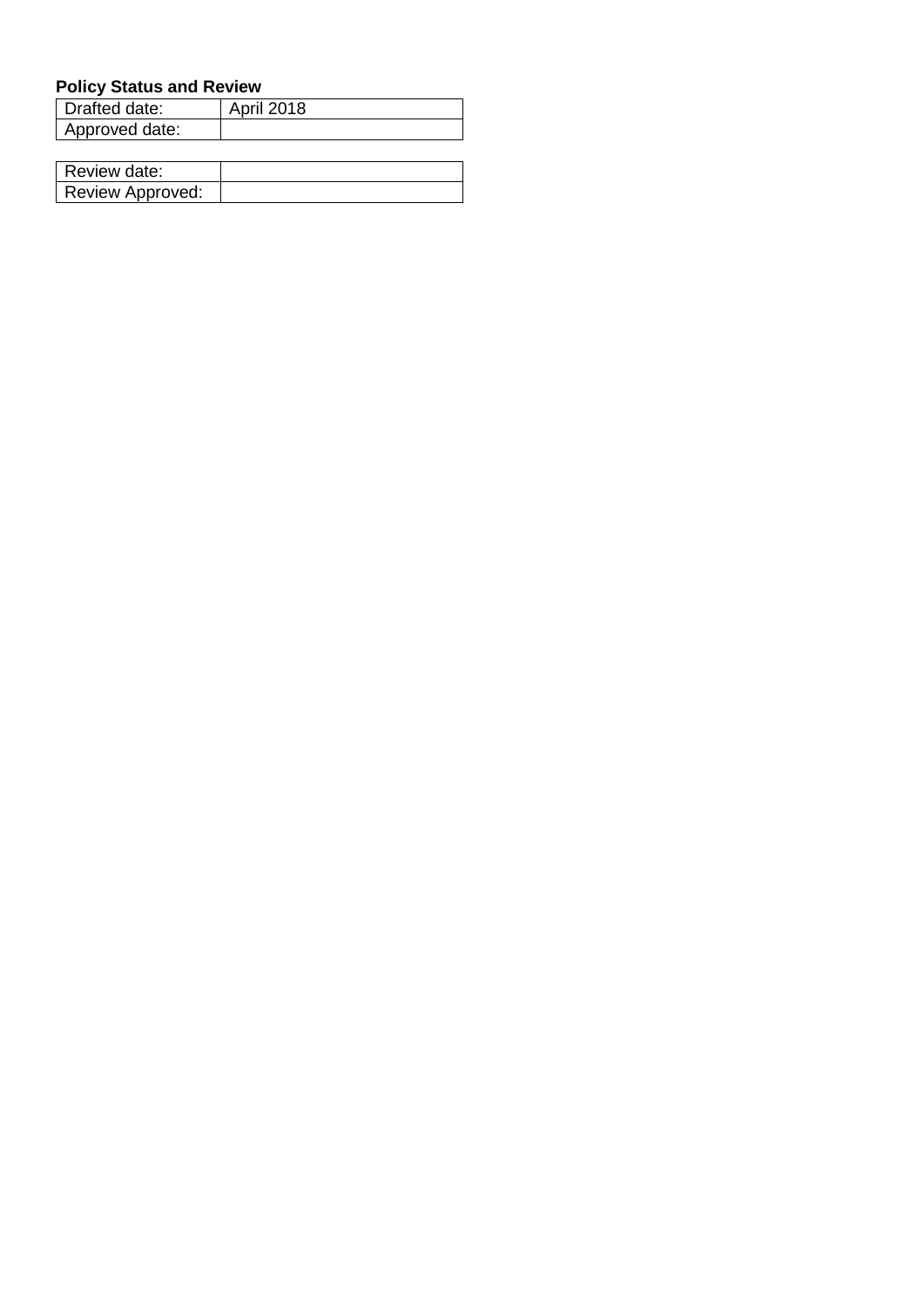**Policy Status and Review**

| | |
|---|---|
| Drafted date: | April 2018 |
| Approved date: | |

| | |
|---|---|
| Review date: | |
| Review Approved: | |